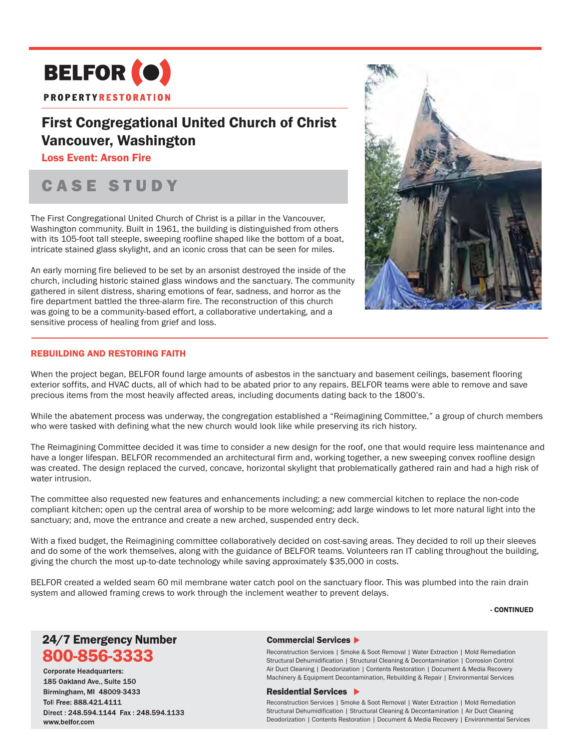BELFOR

PROPERTY RESTORATION

# First Congregational United Church of Christ Vancouver, Washington

**Loss Event: Arson Fire**

## CASE STUDY

The First Congregational United Church of Christ is a pillar in the Vancouver, Washington community. Built in 1961, the building is distinguished from others with its 105-foot tall steeple, sweeping roofline shaped like the bottom of a boat, intricate stained glass skylight, and an iconic cross that can be seen for miles.

An early morning fire believed to be set by an arsonist destroyed the inside of the church, including historic stained glass windows and the sanctuary. The community gathered in silent distress, sharing emotions of fear, sadness, and horror as the fire department battled the three-alarm fire. The reconstruction of this church was going to be a community-based effort, a collaborative undertaking, and a sensitive process of healing from grief and loss.

### REBUILDING AND RESTORING FAITH

When the project began, BELFOR found large amounts of asbestos in the sanctuary and basement ceilings, basement flooring exterior soffits, and HVAC ducts, all of which had to be abated prior to any repairs. BELFOR teams were able to remove and save precious items from the most heavily affected areas, including documents dating back to the 1800's.

While the abatement process was underway, the congregation established a "Reimagining Committee," a group of church members who were tasked with defining what the new church would look like while preserving its rich history.

The Reimagining Committee decided it was time to consider a new design for the roof, one that would require less maintenance and have a longer lifespan. BELFOR recommended an architectural firm and, working together, a new sweeping convex roofline design was created. The design replaced the curved, concave, horizontal skylight that problematically gathered rain and had a high risk of water intrusion.

The committee also requested new features and enhancements including: a new commercial kitchen to replace the non-code compliant kitchen; open up the central area of worship to be more welcoming; add large windows to let more natural light into the sanctuary; and, move the entrance and create a new arched, suspended entry deck.

With a fixed budget, the Reimagining committee collaboratively decided on cost-saving areas. They decided to roll up their sleeves and do some of the work themselves, along with the guidance of BELFOR teams. Volunteers ran IT cabling throughout the building, giving the church the most up-to-date technology while saving approximately $35,000 in costs.

BELFOR created a welded seam 60 mil membrane water catch pool on the sanctuary floor. This was plumbed into the rain drain system and allowed framing crews to work through the inclement weather to prevent delays.

**- CONTINUED**

## 24/7 Emergency Number

## 800-856-3333

**Corporate Headquarters:**
185 Oakland Ave., Suite 150
Birmingham, MI 48009-3433
Toll Free: 888.421.4111
Direct : 248.594.1144 Fax : 248.594.1133
www.belfor.com

### Commercial Services

Reconstruction Services | Smoke & Soot Removal | Water Extraction | Mold Remediation
Structural Dehumidification | Structural Cleaning & Decontamination | Corrosion Control
Air Duct Cleaning | Deodorization | Contents Restoration | Document & Media Recovery
Machinery & Equipment Decontamination, Rebuilding & Repair | Environmental Services

### Residential Services

Reconstruction Services | Smoke & Soot Removal | Water Extraction | Mold Remediation
Structural Dehumidification | Structural Cleaning & Decontamination | Air Duct Cleaning
Deodorization | Contents Restoration | Document & Media Recovery | Environmental Services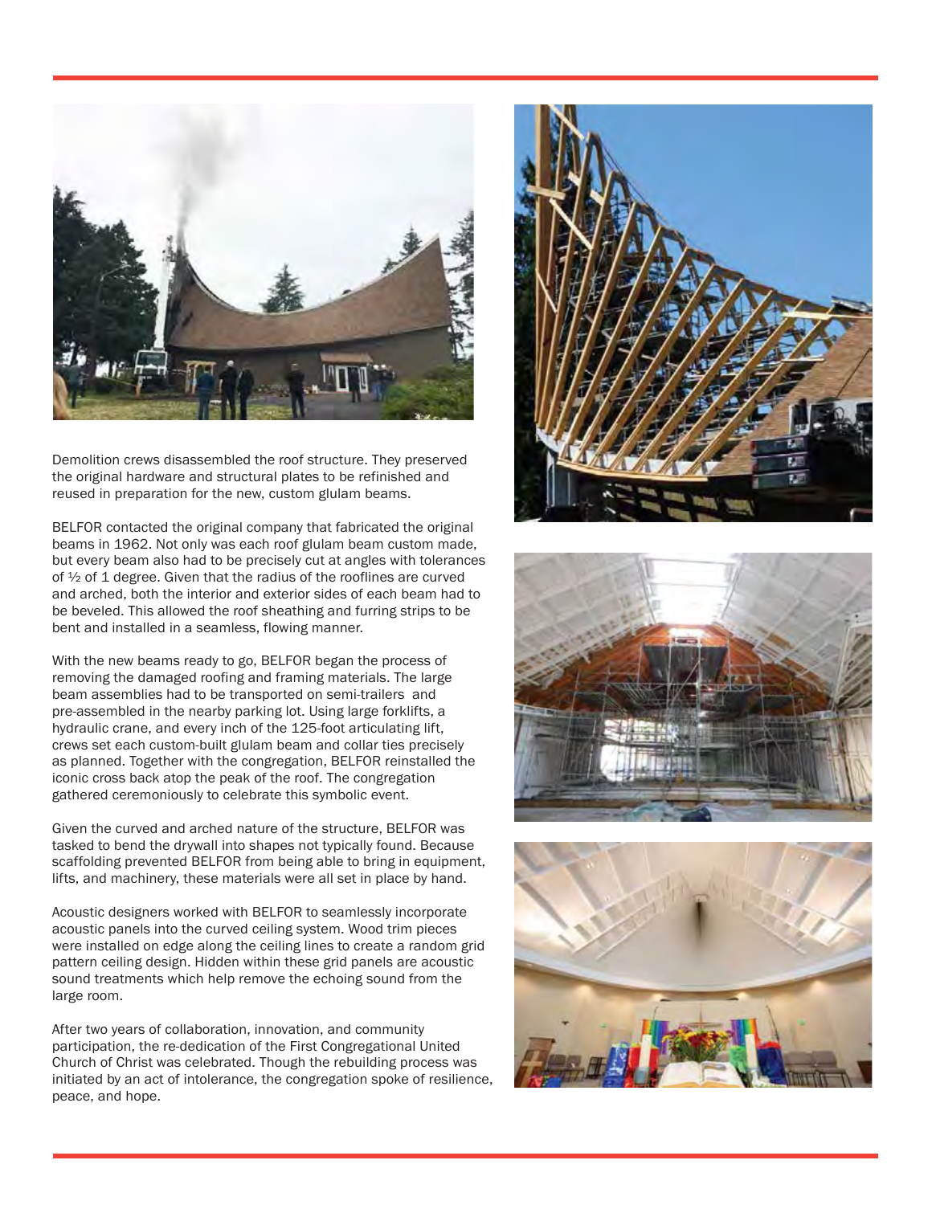Demolition crews disassembled the roof structure. They preserved the original hardware and structural plates to be refinished and reused in preparation for the new, custom glulam beams.

BELFOR contacted the original company that fabricated the original beams in 1962. Not only was each roof glulam beam custom made, but every beam also had to be precisely cut at angles with tolerances of ½ of 1 degree. Given that the radius of the rooflines are curved and arched, both the interior and exterior sides of each beam had to be beveled. This allowed the roof sheathing and furring strips to be bent and installed in a seamless, flowing manner.

With the new beams ready to go, BELFOR began the process of removing the damaged roofing and framing materials. The large beam assemblies had to be transported on semi-trailers and pre-assembled in the nearby parking lot. Using large forklifts, a hydraulic crane, and every inch of the 125-foot articulating lift, crews set each custom-built glulam beam and collar ties precisely as planned. Together with the congregation, BELFOR reinstalled the iconic cross back atop the peak of the roof. The congregation gathered ceremoniously to celebrate this symbolic event.

Given the curved and arched nature of the structure, BELFOR was tasked to bend the drywall into shapes not typically found. Because scaffolding prevented BELFOR from being able to bring in equipment, lifts, and machinery, these materials were all set in place by hand.

Acoustic designers worked with BELFOR to seamlessly incorporate acoustic panels into the curved ceiling system. Wood trim pieces were installed on edge along the ceiling lines to create a random grid pattern ceiling design. Hidden within these grid panels are acoustic sound treatments which help remove the echoing sound from the large room.

After two years of collaboration, innovation, and community participation, the re-dedication of the First Congregational United Church of Christ was celebrated. Though the rebuilding process was initiated by an act of intolerance, the congregation spoke of resilience, peace, and hope.